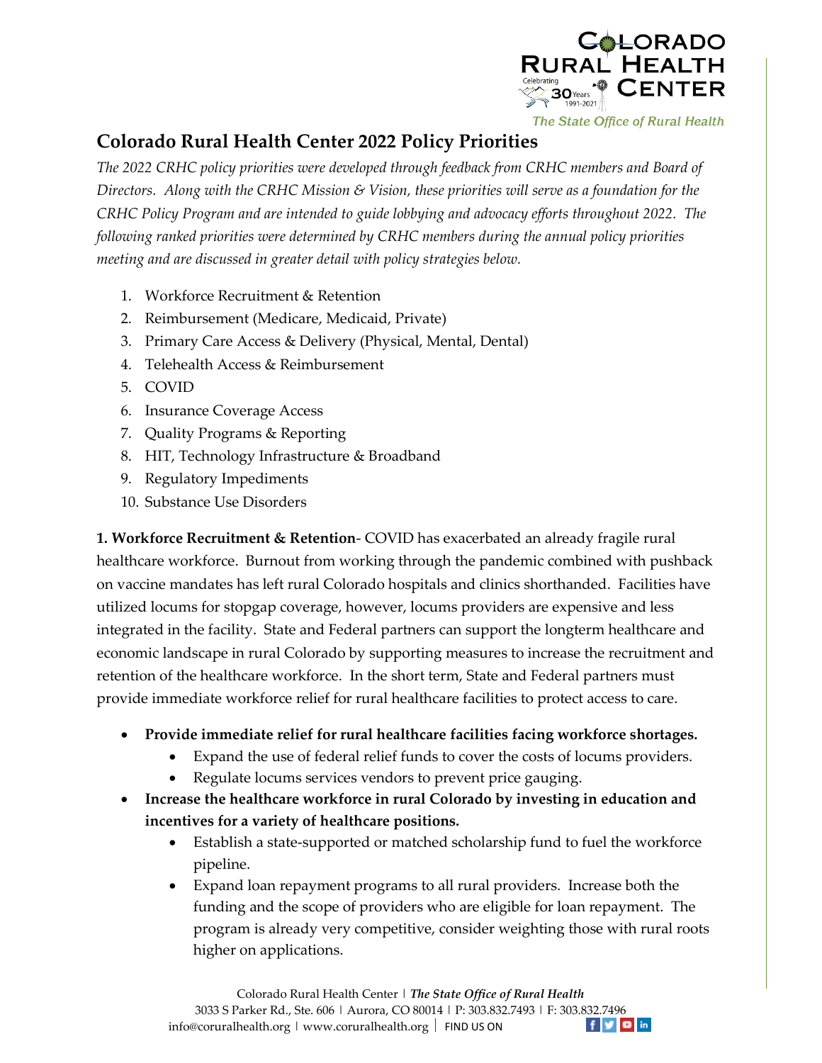# Colorado Rural Health Center 2022 Policy Priorities

*The 2022 CRHC policy priorities were developed through feedback from CRHC members and Board of Directors. Along with the CRHC Mission & Vision, these priorities will serve as a foundation for the CRHC Policy Program and are intended to guide lobbying and advocacy efforts throughout 2022. The following ranked priorities were determined by CRHC members during the annual policy priorities meeting and are discussed in greater detail with policy strategies below.*

1. Workforce Recruitment & Retention
2. Reimbursement (Medicare, Medicaid, Private)
3. Primary Care Access & Delivery (Physical, Mental, Dental)
4. Telehealth Access & Reimbursement
5. COVID
6. Insurance Coverage Access
7. Quality Programs & Reporting
8. HIT, Technology Infrastructure & Broadband
9. Regulatory Impediments
10. Substance Use Disorders

**1. Workforce Recruitment & Retention**- COVID has exacerbated an already fragile rural healthcare workforce. Burnout from working through the pandemic combined with pushback on vaccine mandates has left rural Colorado hospitals and clinics shorthanded. Facilities have utilized locums for stopgap coverage, however, locums providers are expensive and less integrated in the facility. State and Federal partners can support the longterm healthcare and economic landscape in rural Colorado by supporting measures to increase the recruitment and retention of the healthcare workforce. In the short term, State and Federal partners must provide immediate workforce relief for rural healthcare facilities to protect access to care.

- **Provide immediate relief for rural healthcare facilities facing workforce shortages.**
  - Expand the use of federal relief funds to cover the costs of locums providers.
  - Regulate locums services vendors to prevent price gauging.
- **Increase the healthcare workforce in rural Colorado by investing in education and incentives for a variety of healthcare positions.**
  - Establish a state-supported or matched scholarship fund to fuel the workforce pipeline.
  - Expand loan repayment programs to all rural providers. Increase both the funding and the scope of providers who are eligible for loan repayment. The program is already very competitive, consider weighting those with rural roots higher on applications.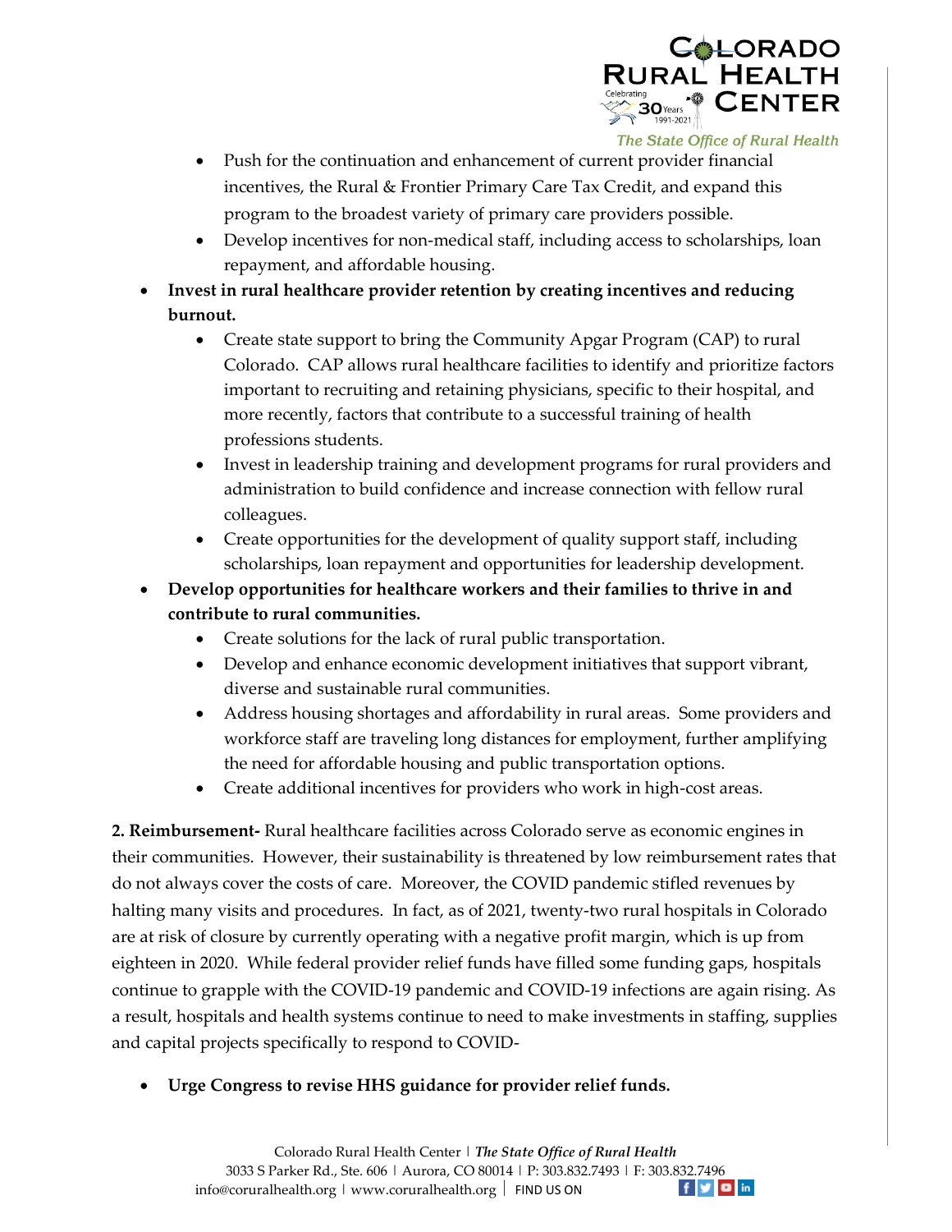- Push for the continuation and enhancement of current provider financial incentives, the Rural & Frontier Primary Care Tax Credit, and expand this program to the broadest variety of primary care providers possible.
    - Develop incentives for non-medical staff, including access to scholarships, loan repayment, and affordable housing.
- **Invest in rural healthcare provider retention by creating incentives and reducing burnout.**
    - Create state support to bring the Community Apgar Program (CAP) to rural Colorado. CAP allows rural healthcare facilities to identify and prioritize factors important to recruiting and retaining physicians, specific to their hospital, and more recently, factors that contribute to a successful training of health professions students.
    - Invest in leadership training and development programs for rural providers and administration to build confidence and increase connection with fellow rural colleagues.
    - Create opportunities for the development of quality support staff, including scholarships, loan repayment and opportunities for leadership development.
- **Develop opportunities for healthcare workers and their families to thrive in and contribute to rural communities.**
    - Create solutions for the lack of rural public transportation.
    - Develop and enhance economic development initiatives that support vibrant, diverse and sustainable rural communities.
    - Address housing shortages and affordability in rural areas. Some providers and workforce staff are traveling long distances for employment, further amplifying the need for affordable housing and public transportation options.
    - Create additional incentives for providers who work in high-cost areas.

**2. Reimbursement-** Rural healthcare facilities across Colorado serve as economic engines in their communities. However, their sustainability is threatened by low reimbursement rates that do not always cover the costs of care. Moreover, the COVID pandemic stifled revenues by halting many visits and procedures. In fact, as of 2021, twenty-two rural hospitals in Colorado are at risk of closure by currently operating with a negative profit margin, which is up from eighteen in 2020. While federal provider relief funds have filled some funding gaps, hospitals continue to grapple with the COVID-19 pandemic and COVID-19 infections are again rising. As a result, hospitals and health systems continue to need to make investments in staffing, supplies and capital projects specifically to respond to COVID-

- **Urge Congress to revise HHS guidance for provider relief funds.**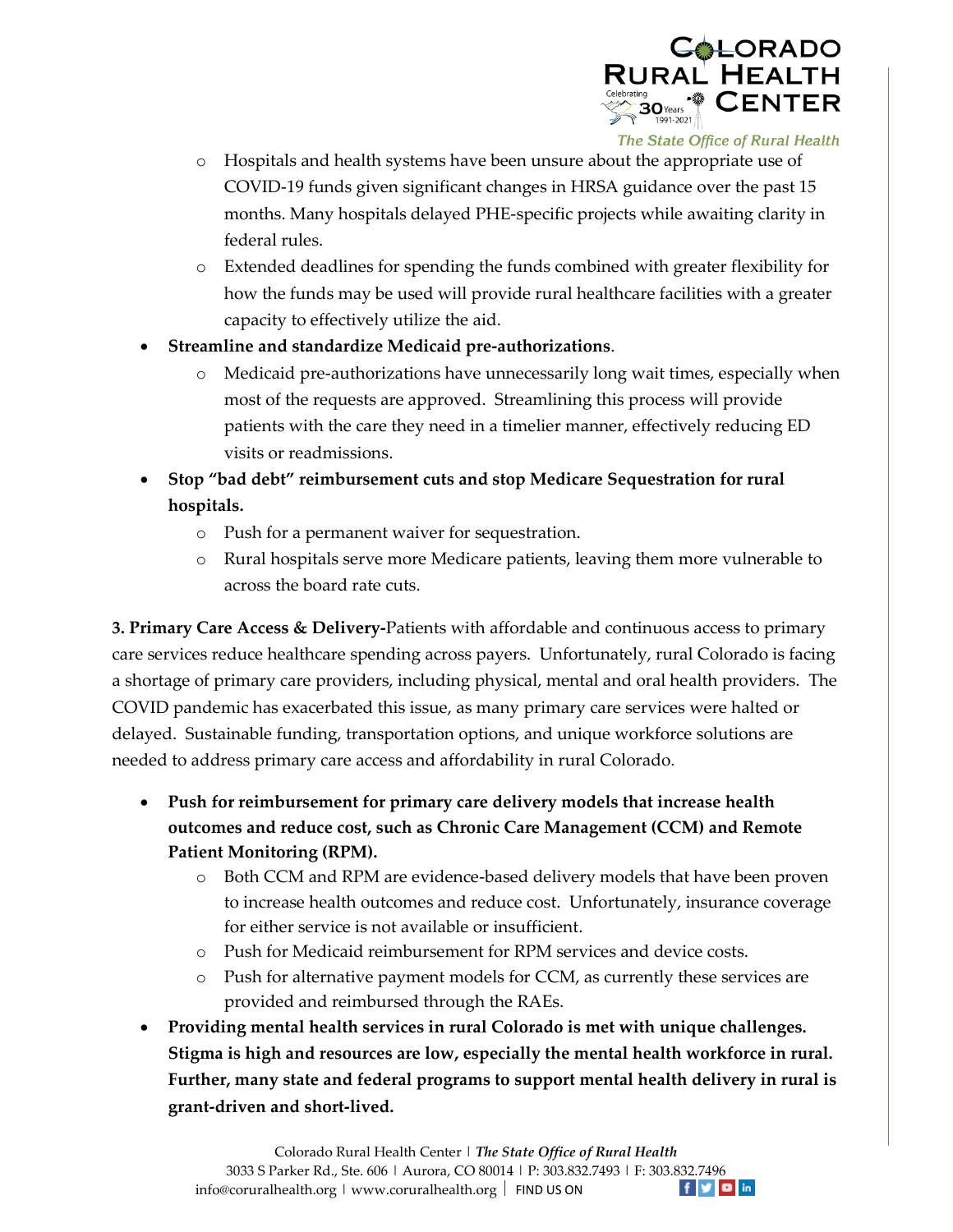- Hospitals and health systems have been unsure about the appropriate use of COVID-19 funds given significant changes in HRSA guidance over the past 15 months. Many hospitals delayed PHE-specific projects while awaiting clarity in federal rules.
  - Extended deadlines for spending the funds combined with greater flexibility for how the funds may be used will provide rural healthcare facilities with a greater capacity to effectively utilize the aid.
- **Streamline and standardize Medicaid pre-authorizations**.
  - Medicaid pre-authorizations have unnecessarily long wait times, especially when most of the requests are approved. Streamlining this process will provide patients with the care they need in a timelier manner, effectively reducing ED visits or readmissions.
- **Stop "bad debt" reimbursement cuts and stop Medicare Sequestration for rural hospitals.**
  - Push for a permanent waiver for sequestration.
  - Rural hospitals serve more Medicare patients, leaving them more vulnerable to across the board rate cuts.

**3. Primary Care Access & Delivery-**Patients with affordable and continuous access to primary care services reduce healthcare spending across payers. Unfortunately, rural Colorado is facing a shortage of primary care providers, including physical, mental and oral health providers. The COVID pandemic has exacerbated this issue, as many primary care services were halted or delayed. Sustainable funding, transportation options, and unique workforce solutions are needed to address primary care access and affordability in rural Colorado.

- **Push for reimbursement for primary care delivery models that increase health outcomes and reduce cost, such as Chronic Care Management (CCM) and Remote Patient Monitoring (RPM).**
  - Both CCM and RPM are evidence-based delivery models that have been proven to increase health outcomes and reduce cost. Unfortunately, insurance coverage for either service is not available or insufficient.
  - Push for Medicaid reimbursement for RPM services and device costs.
  - Push for alternative payment models for CCM, as currently these services are provided and reimbursed through the RAEs.
- **Providing mental health services in rural Colorado is met with unique challenges. Stigma is high and resources are low, especially the mental health workforce in rural. Further, many state and federal programs to support mental health delivery in rural is grant-driven and short-lived.**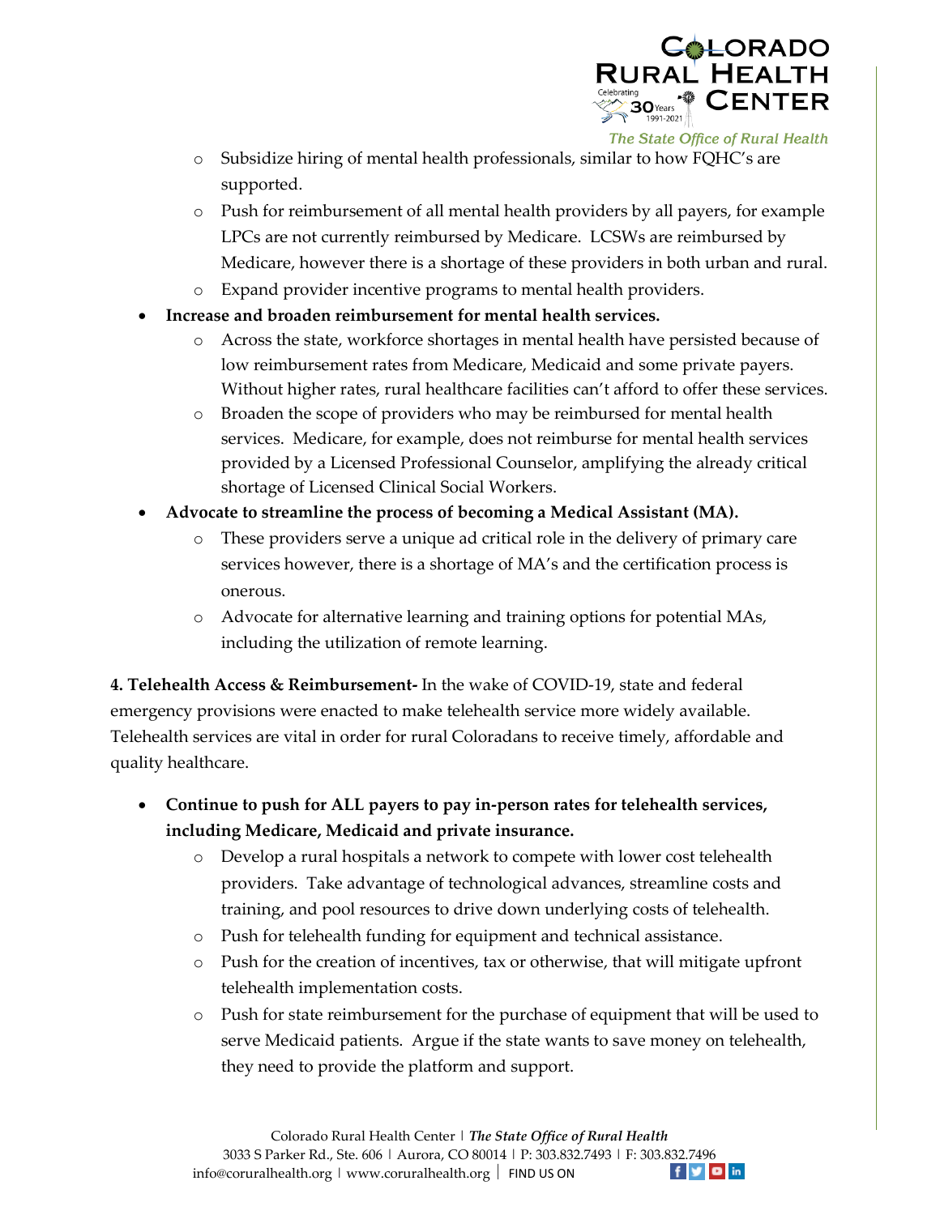- Subsidize hiring of mental health professionals, similar to how FQHC's are supported.
  - Push for reimbursement of all mental health providers by all payers, for example LPCs are not currently reimbursed by Medicare. LCSWs are reimbursed by Medicare, however there is a shortage of these providers in both urban and rural.
  - Expand provider incentive programs to mental health providers.
- **Increase and broaden reimbursement for mental health services.**
  - Across the state, workforce shortages in mental health have persisted because of low reimbursement rates from Medicare, Medicaid and some private payers. Without higher rates, rural healthcare facilities can't afford to offer these services.
  - Broaden the scope of providers who may be reimbursed for mental health services. Medicare, for example, does not reimburse for mental health services provided by a Licensed Professional Counselor, amplifying the already critical shortage of Licensed Clinical Social Workers.
- **Advocate to streamline the process of becoming a Medical Assistant (MA).**
  - These providers serve a unique ad critical role in the delivery of primary care services however, there is a shortage of MA's and the certification process is onerous.
  - Advocate for alternative learning and training options for potential MAs, including the utilization of remote learning.

**4. Telehealth Access & Reimbursement-** In the wake of COVID-19, state and federal emergency provisions were enacted to make telehealth service more widely available. Telehealth services are vital in order for rural Coloradans to receive timely, affordable and quality healthcare.

- **Continue to push for ALL payers to pay in-person rates for telehealth services, including Medicare, Medicaid and private insurance.**
  - Develop a rural hospitals a network to compete with lower cost telehealth providers. Take advantage of technological advances, streamline costs and training, and pool resources to drive down underlying costs of telehealth.
  - Push for telehealth funding for equipment and technical assistance.
  - Push for the creation of incentives, tax or otherwise, that will mitigate upfront telehealth implementation costs.
  - Push for state reimbursement for the purchase of equipment that will be used to serve Medicaid patients. Argue if the state wants to save money on telehealth, they need to provide the platform and support.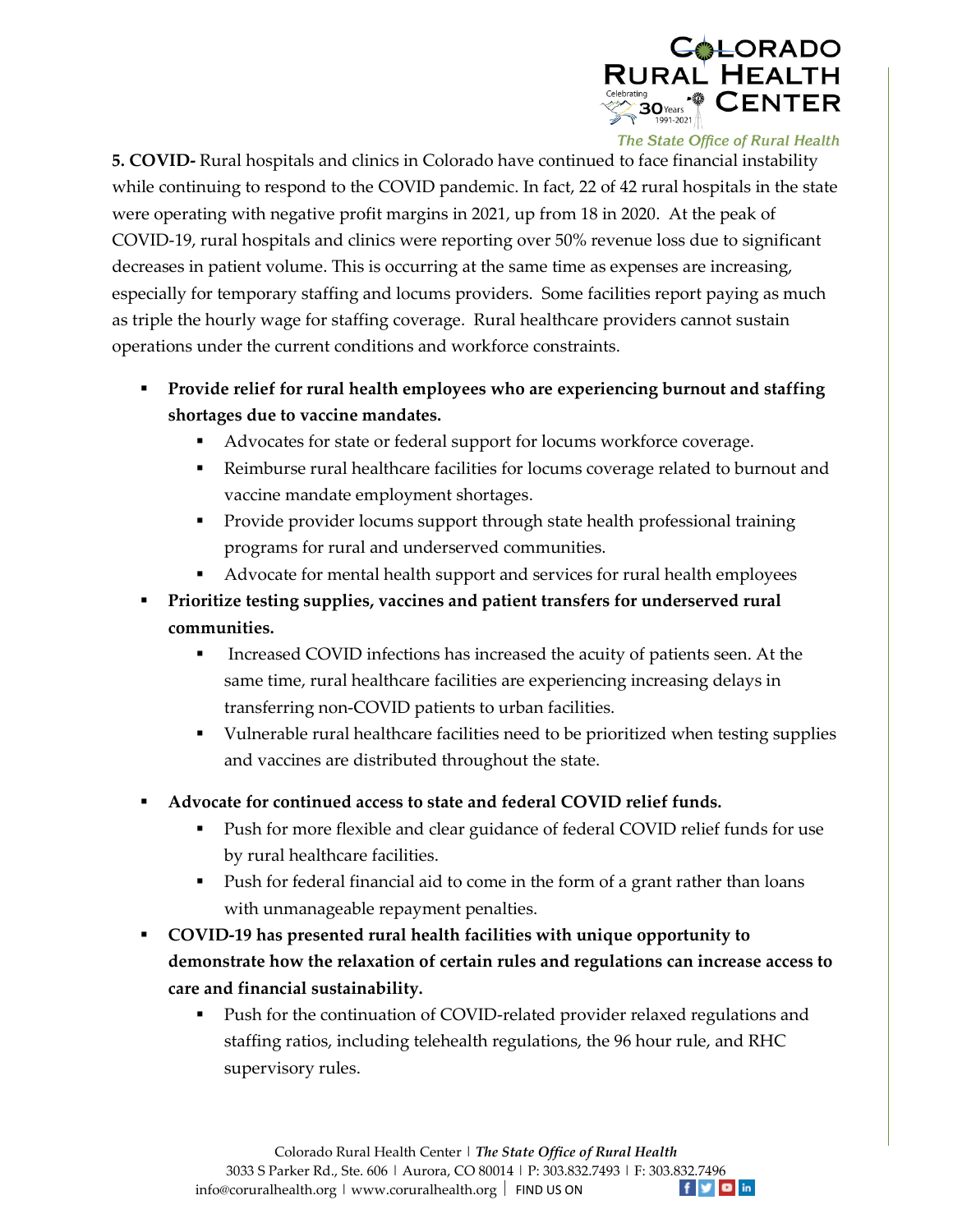**5. COVID-** Rural hospitals and clinics in Colorado have continued to face financial instability while continuing to respond to the COVID pandemic. In fact, 22 of 42 rural hospitals in the state were operating with negative profit margins in 2021, up from 18 in 2020. At the peak of COVID-19, rural hospitals and clinics were reporting over 50% revenue loss due to significant decreases in patient volume. This is occurring at the same time as expenses are increasing, especially for temporary staffing and locums providers. Some facilities report paying as much as triple the hourly wage for staffing coverage. Rural healthcare providers cannot sustain operations under the current conditions and workforce constraints.

- **Provide relief for rural health employees who are experiencing burnout and staffing shortages due to vaccine mandates.**
  - Advocates for state or federal support for locums workforce coverage.
  - Reimburse rural healthcare facilities for locums coverage related to burnout and vaccine mandate employment shortages.
  - Provide provider locums support through state health professional training programs for rural and underserved communities.
  - Advocate for mental health support and services for rural health employees
- **Prioritize testing supplies, vaccines and patient transfers for underserved rural communities.**
  - Increased COVID infections has increased the acuity of patients seen. At the same time, rural healthcare facilities are experiencing increasing delays in transferring non-COVID patients to urban facilities.
  - Vulnerable rural healthcare facilities need to be prioritized when testing supplies and vaccines are distributed throughout the state.
- **Advocate for continued access to state and federal COVID relief funds.**
  - Push for more flexible and clear guidance of federal COVID relief funds for use by rural healthcare facilities.
  - Push for federal financial aid to come in the form of a grant rather than loans with unmanageable repayment penalties.
- **COVID-19 has presented rural health facilities with unique opportunity to demonstrate how the relaxation of certain rules and regulations can increase access to care and financial sustainability.**
  - Push for the continuation of COVID-related provider relaxed regulations and staffing ratios, including telehealth regulations, the 96 hour rule, and RHC supervisory rules.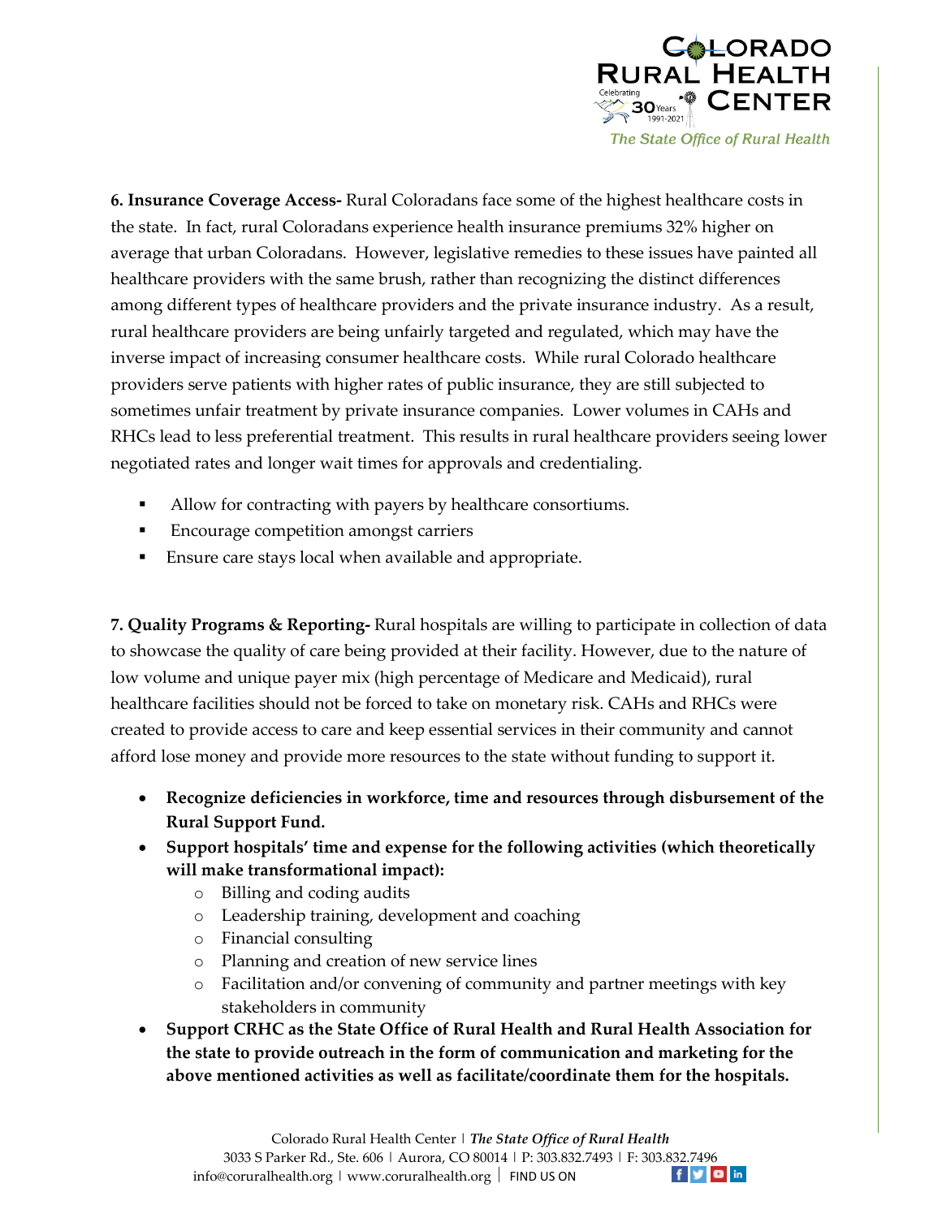**6. Insurance Coverage Access-** Rural Coloradans face some of the highest healthcare costs in the state. In fact, rural Coloradans experience health insurance premiums 32% higher on average that urban Coloradans. However, legislative remedies to these issues have painted all healthcare providers with the same brush, rather than recognizing the distinct differences among different types of healthcare providers and the private insurance industry. As a result, rural healthcare providers are being unfairly targeted and regulated, which may have the inverse impact of increasing consumer healthcare costs. While rural Colorado healthcare providers serve patients with higher rates of public insurance, they are still subjected to sometimes unfair treatment by private insurance companies. Lower volumes in CAHs and RHCs lead to less preferential treatment. This results in rural healthcare providers seeing lower negotiated rates and longer wait times for approvals and credentialing.

- Allow for contracting with payers by healthcare consortiums.
- Encourage competition amongst carriers
- Ensure care stays local when available and appropriate.

**7. Quality Programs & Reporting-** Rural hospitals are willing to participate in collection of data to showcase the quality of care being provided at their facility. However, due to the nature of low volume and unique payer mix (high percentage of Medicare and Medicaid), rural healthcare facilities should not be forced to take on monetary risk. CAHs and RHCs were created to provide access to care and keep essential services in their community and cannot afford lose money and provide more resources to the state without funding to support it.

- **Recognize deficiencies in workforce, time and resources through disbursement of the Rural Support Fund.**
- **Support hospitals' time and expense for the following activities (which theoretically will make transformational impact):**
  - Billing and coding audits
  - Leadership training, development and coaching
  - Financial consulting
  - Planning and creation of new service lines
  - Facilitation and/or convening of community and partner meetings with key stakeholders in community
- **Support CRHC as the State Office of Rural Health and Rural Health Association for the state to provide outreach in the form of communication and marketing for the above mentioned activities as well as facilitate/coordinate them for the hospitals.**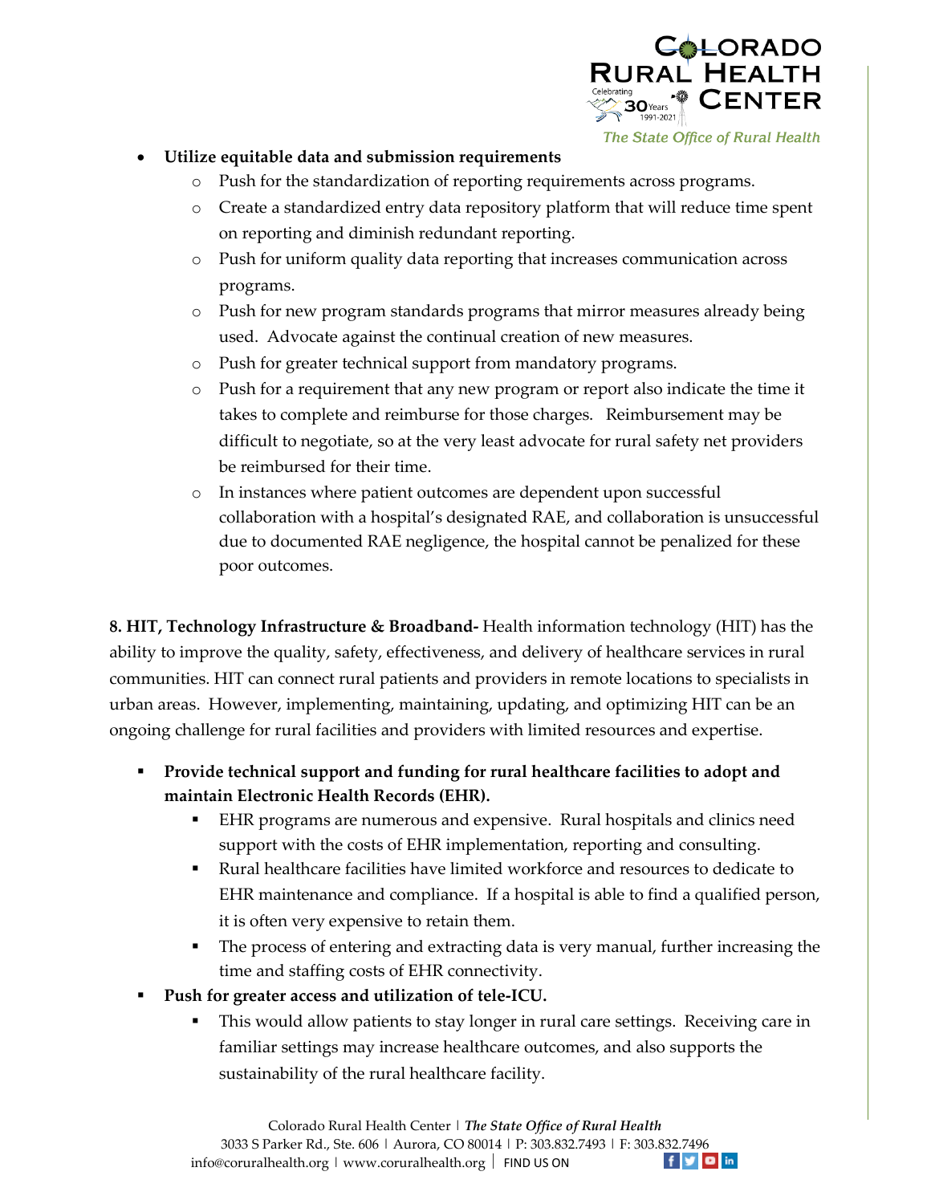- **Utilize equitable data and submission requirements**
    - Push for the standardization of reporting requirements across programs.
    - Create a standardized entry data repository platform that will reduce time spent on reporting and diminish redundant reporting.
    - Push for uniform quality data reporting that increases communication across programs.
    - Push for new program standards programs that mirror measures already being used. Advocate against the continual creation of new measures.
    - Push for greater technical support from mandatory programs.
    - Push for a requirement that any new program or report also indicate the time it takes to complete and reimburse for those charges. Reimbursement may be difficult to negotiate, so at the very least advocate for rural safety net providers be reimbursed for their time.
    - In instances where patient outcomes are dependent upon successful collaboration with a hospital's designated RAE, and collaboration is unsuccessful due to documented RAE negligence, the hospital cannot be penalized for these poor outcomes.

**8. HIT, Technology Infrastructure & Broadband-** Health information technology (HIT) has the ability to improve the quality, safety, effectiveness, and delivery of healthcare services in rural communities. HIT can connect rural patients and providers in remote locations to specialists in urban areas. However, implementing, maintaining, updating, and optimizing HIT can be an ongoing challenge for rural facilities and providers with limited resources and expertise.

- **Provide technical support and funding for rural healthcare facilities to adopt and maintain Electronic Health Records (EHR).**
    - EHR programs are numerous and expensive. Rural hospitals and clinics need support with the costs of EHR implementation, reporting and consulting.
    - Rural healthcare facilities have limited workforce and resources to dedicate to EHR maintenance and compliance. If a hospital is able to find a qualified person, it is often very expensive to retain them.
    - The process of entering and extracting data is very manual, further increasing the time and staffing costs of EHR connectivity.
- **Push for greater access and utilization of tele-ICU.**
    - This would allow patients to stay longer in rural care settings. Receiving care in familiar settings may increase healthcare outcomes, and also supports the sustainability of the rural healthcare facility.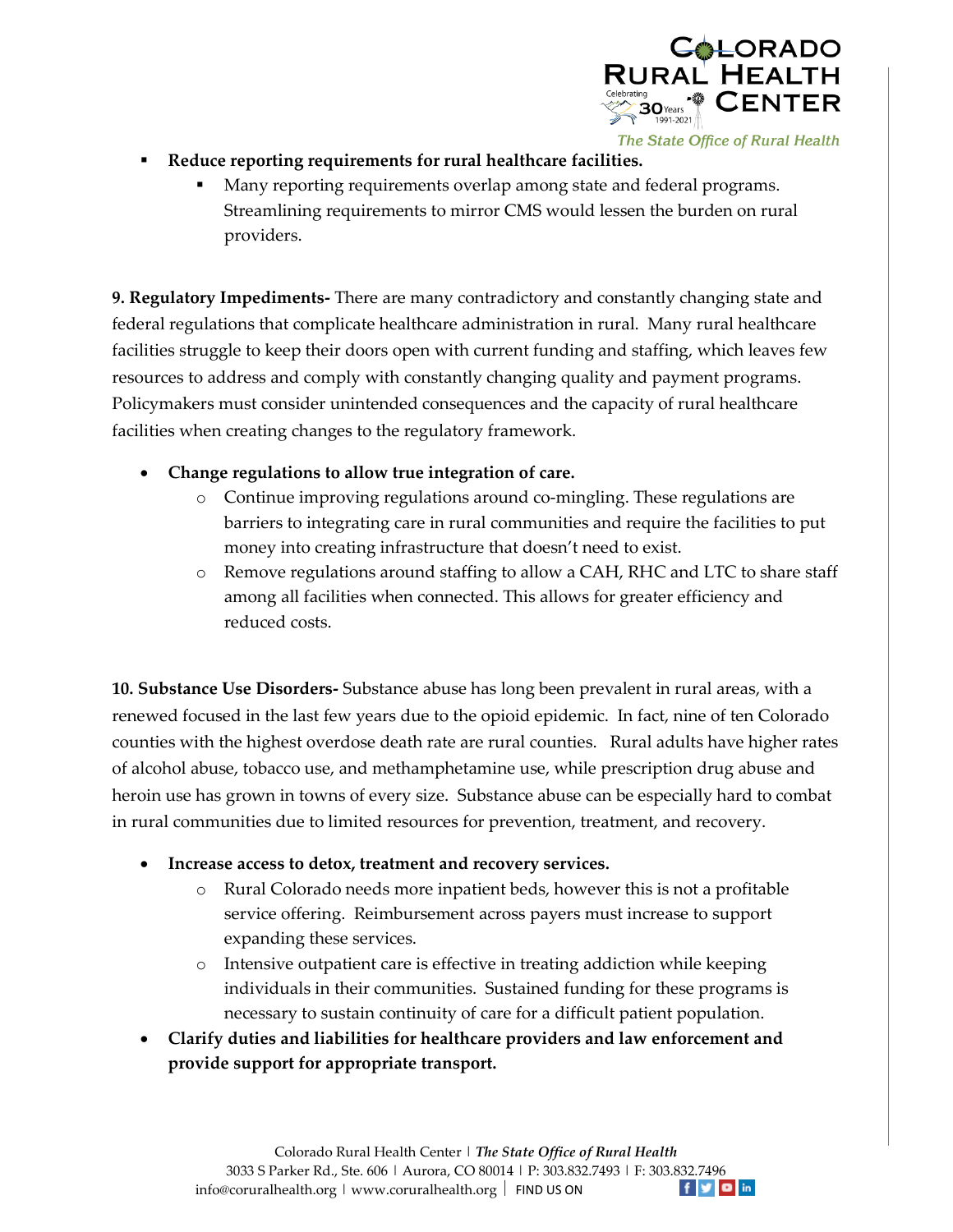- **Reduce reporting requirements for rural healthcare facilities.**
  - Many reporting requirements overlap among state and federal programs. Streamlining requirements to mirror CMS would lessen the burden on rural providers.

**9. Regulatory Impediments-** There are many contradictory and constantly changing state and federal regulations that complicate healthcare administration in rural. Many rural healthcare facilities struggle to keep their doors open with current funding and staffing, which leaves few resources to address and comply with constantly changing quality and payment programs. Policymakers must consider unintended consequences and the capacity of rural healthcare facilities when creating changes to the regulatory framework.

- **Change regulations to allow true integration of care.**
  - Continue improving regulations around co-mingling. These regulations are barriers to integrating care in rural communities and require the facilities to put money into creating infrastructure that doesn't need to exist.
  - Remove regulations around staffing to allow a CAH, RHC and LTC to share staff among all facilities when connected. This allows for greater efficiency and reduced costs.

**10. Substance Use Disorders-** Substance abuse has long been prevalent in rural areas, with a renewed focused in the last few years due to the opioid epidemic. In fact, nine of ten Colorado counties with the highest overdose death rate are rural counties. Rural adults have higher rates of alcohol abuse, tobacco use, and methamphetamine use, while prescription drug abuse and heroin use has grown in towns of every size. Substance abuse can be especially hard to combat in rural communities due to limited resources for prevention, treatment, and recovery.

- **Increase access to detox, treatment and recovery services.**
  - Rural Colorado needs more inpatient beds, however this is not a profitable service offering. Reimbursement across payers must increase to support expanding these services.
  - Intensive outpatient care is effective in treating addiction while keeping individuals in their communities. Sustained funding for these programs is necessary to sustain continuity of care for a difficult patient population.
- **Clarify duties and liabilities for healthcare providers and law enforcement and provide support for appropriate transport.**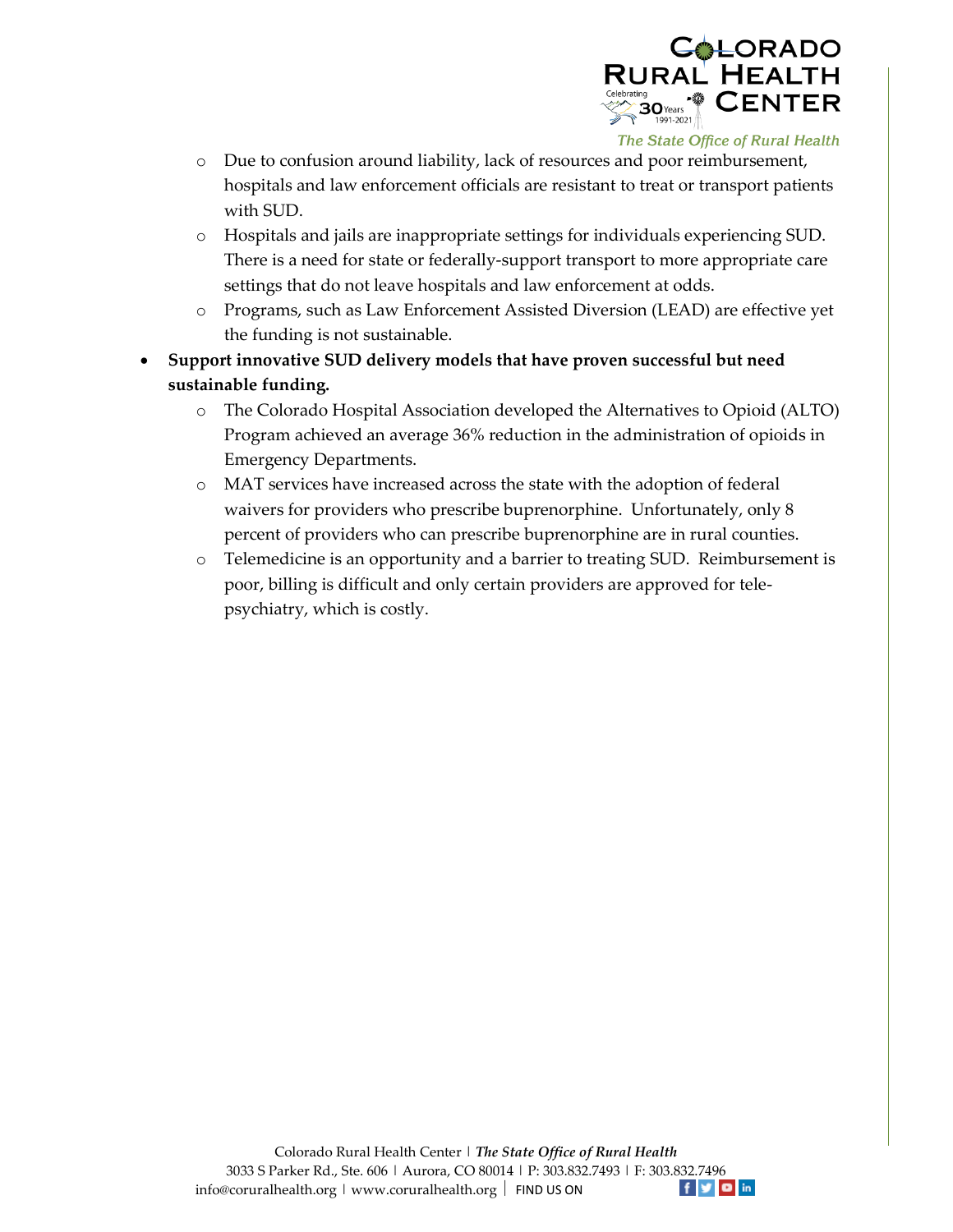- Due to confusion around liability, lack of resources and poor reimbursement, hospitals and law enforcement officials are resistant to treat or transport patients with SUD.
  - Hospitals and jails are inappropriate settings for individuals experiencing SUD. There is a need for state or federally-support transport to more appropriate care settings that do not leave hospitals and law enforcement at odds.
  - Programs, such as Law Enforcement Assisted Diversion (LEAD) are effective yet the funding is not sustainable.
- **Support innovative SUD delivery models that have proven successful but need sustainable funding.**
  - The Colorado Hospital Association developed the Alternatives to Opioid (ALTO) Program achieved an average 36% reduction in the administration of opioids in Emergency Departments.
  - MAT services have increased across the state with the adoption of federal waivers for providers who prescribe buprenorphine. Unfortunately, only 8 percent of providers who can prescribe buprenorphine are in rural counties.
  - Telemedicine is an opportunity and a barrier to treating SUD. Reimbursement is poor, billing is difficult and only certain providers are approved for tele-psychiatry, which is costly.